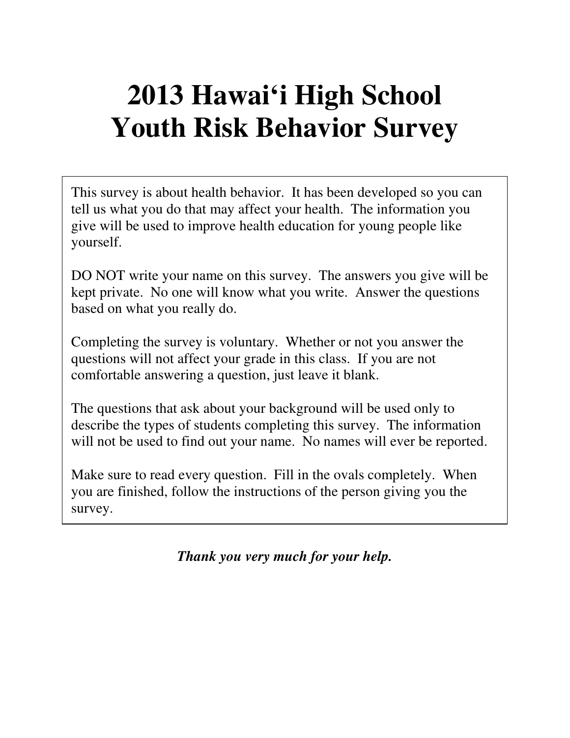# 2013 Hawai‘i High School Youth Risk Behavior Survey

This survey is about health behavior. It has been developed so you can tell us what you do that may affect your health. The information you give will be used to improve health education for young people like yourself.

DO NOT write your name on this survey. The answers you give will be kept private. No one will know what you write. Answer the questions based on what you really do.

Completing the survey is voluntary. Whether or not you answer the questions will not affect your grade in this class. If you are not comfortable answering a question, just leave it blank.

The questions that ask about your background will be used only to describe the types of students completing this survey. The information will not be used to find out your name. No names will ever be reported.

Make sure to read every question. Fill in the ovals completely. When you are finished, follow the instructions of the person giving you the survey.

***Thank you very much for your help.***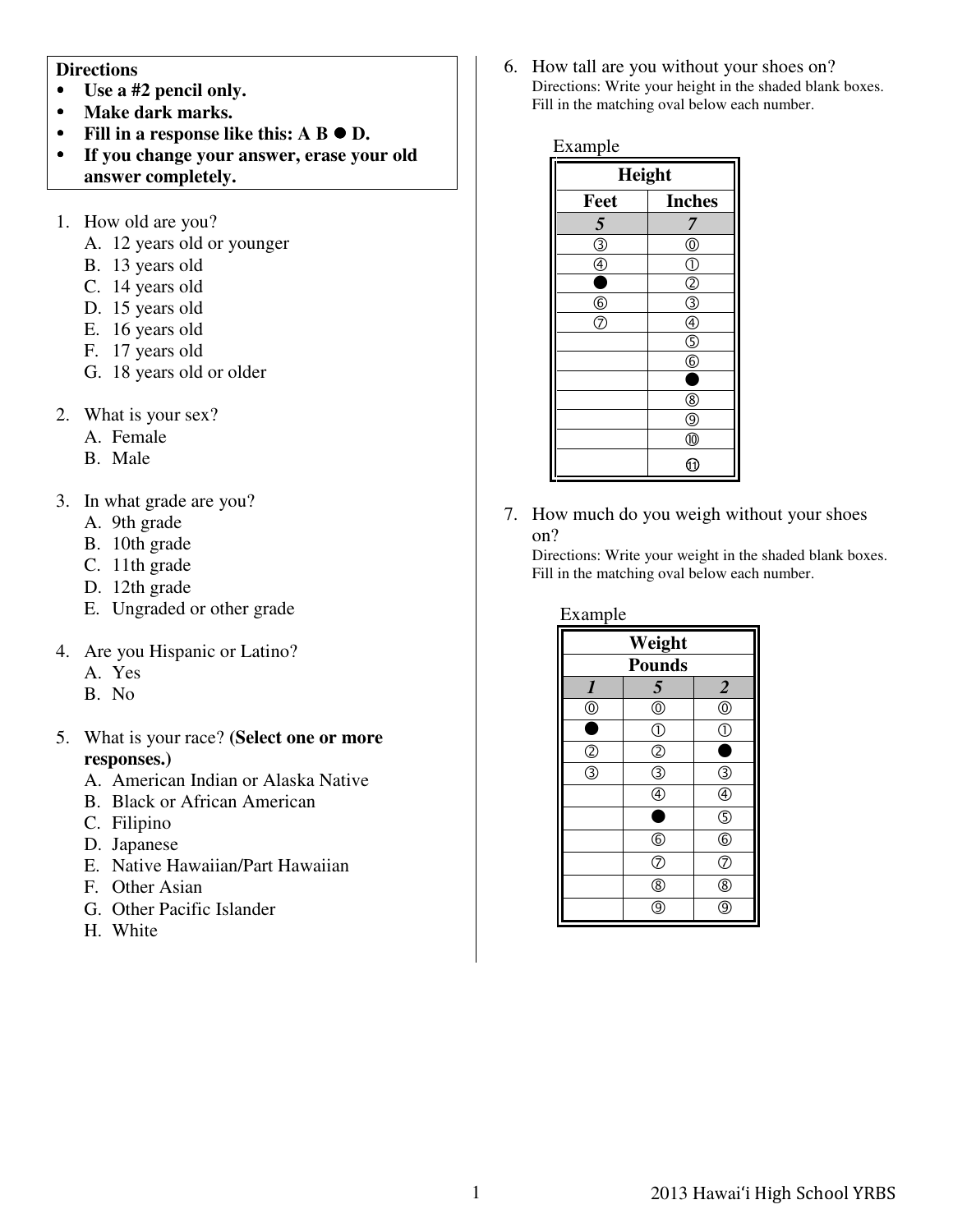**Directions**

- **Use a #2 pencil only.**
- **Make dark marks.**
- **Fill in a response like this: A B ● D.**
- **If you change your answer, erase your old answer completely.**

1. How old are you?
   A. 12 years old or younger
   B. 13 years old
   C. 14 years old
   D. 15 years old
   E. 16 years old
   F. 17 years old
   G. 18 years old or older

2. What is your sex?
   A. Female
   B. Male

3. In what grade are you?
   A. 9th grade
   B. 10th grade
   C. 11th grade
   D. 12th grade
   E. Ungraded or other grade

4. Are you Hispanic or Latino?
   A. Yes
   B. No

5. What is your race? **(Select one or more responses.)**
   A. American Indian or Alaska Native
   B. Black or African American
   C. Filipino
   D. Japanese
   E. Native Hawaiian/Part Hawaiian
   F. Other Asian
   G. Other Pacific Islander
   H. White

6. How tall are you without your shoes on?
   Directions: Write your height in the shaded blank boxes. Fill in the matching oval below each number.

Example

| Height | |
|---|---|
| Feet | Inches |
| *5* | *7* |
| ③ | ⓪ |
| ④ | ① |
| ● | ② |
| ⑥ | ③ |
| ⑦ | ④ |
| | ⑤ |
| | ⑥ |
| | ● |
| | ⑧ |
| | ⑨ |
| | ⑩ |
| | ⑪ |

7. How much do you weigh without your shoes on?
   Directions: Write your weight in the shaded blank boxes. Fill in the matching oval below each number.

Example

| Weight | | |
|---|---|---|
| Pounds | | |
| *1* | *5* | *2* |
| ⓪ | ⓪ | ⓪ |
| ● | ① | ① |
| ② | ② | ● |
| ③ | ③ | ③ |
| | ④ | ④ |
| | ● | ⑤ |
| | ⑥ | ⑥ |
| | ⑦ | ⑦ |
| | ⑧ | ⑧ |
| | ⑨ | ⑨ |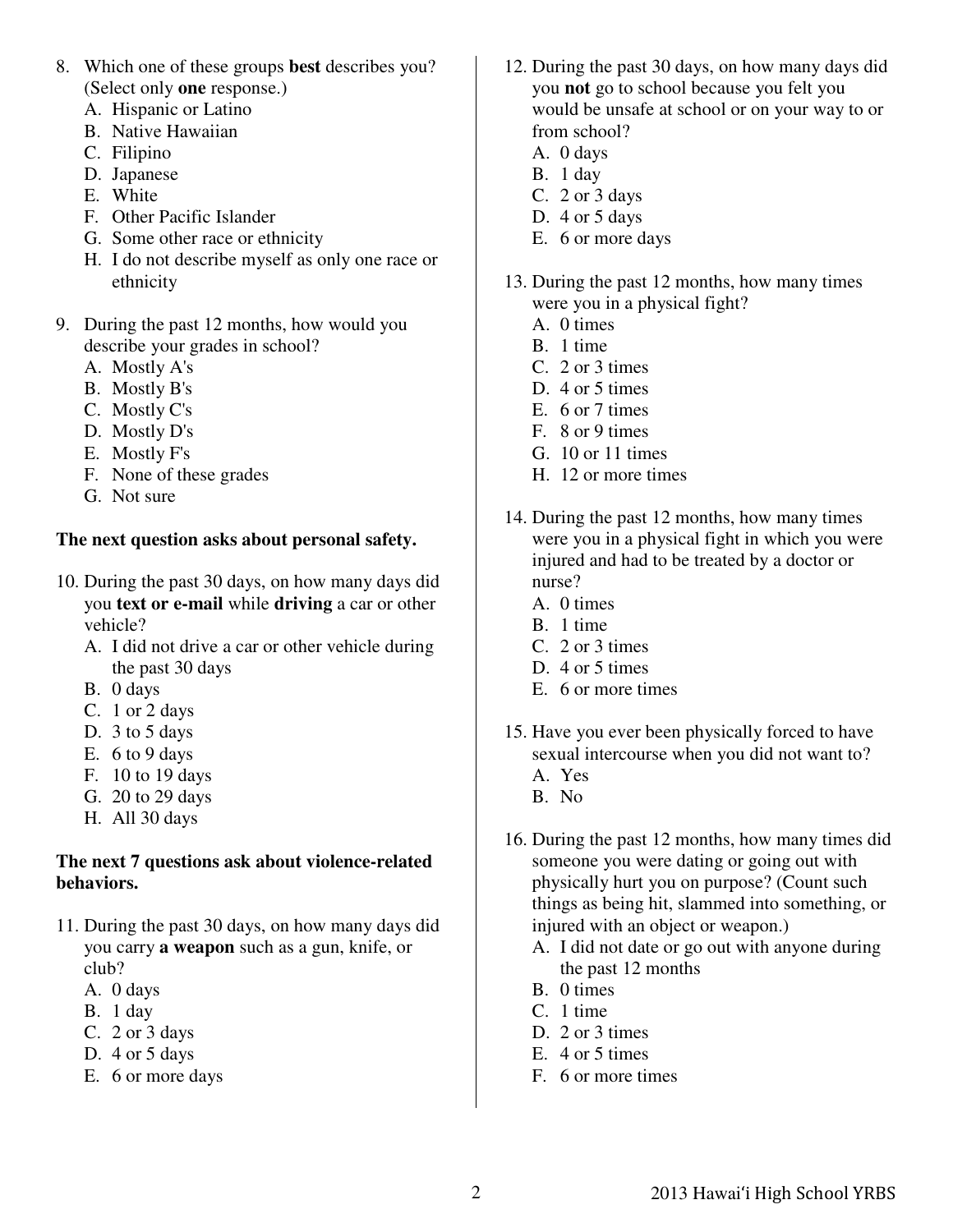8. Which one of these groups **best** describes you? (Select only **one** response.)
   A. Hispanic or Latino
   B. Native Hawaiian
   C. Filipino
   D. Japanese
   E. White
   F. Other Pacific Islander
   G. Some other race or ethnicity
   H. I do not describe myself as only one race or ethnicity

9. During the past 12 months, how would you describe your grades in school?
   A. Mostly A's
   B. Mostly B's
   C. Mostly C's
   D. Mostly D's
   E. Mostly F's
   F. None of these grades
   G. Not sure

**The next question asks about personal safety.**

10. During the past 30 days, on how many days did you **text or e-mail** while **driving** a car or other vehicle?
    A. I did not drive a car or other vehicle during the past 30 days
    B. 0 days
    C. 1 or 2 days
    D. 3 to 5 days
    E. 6 to 9 days
    F. 10 to 19 days
    G. 20 to 29 days
    H. All 30 days

**The next 7 questions ask about violence-related behaviors.**

11. During the past 30 days, on how many days did you carry **a weapon** such as a gun, knife, or club?
    A. 0 days
    B. 1 day
    C. 2 or 3 days
    D. 4 or 5 days
    E. 6 or more days

12. During the past 30 days, on how many days did you **not** go to school because you felt you would be unsafe at school or on your way to or from school?
    A. 0 days
    B. 1 day
    C. 2 or 3 days
    D. 4 or 5 days
    E. 6 or more days

13. During the past 12 months, how many times were you in a physical fight?
    A. 0 times
    B. 1 time
    C. 2 or 3 times
    D. 4 or 5 times
    E. 6 or 7 times
    F. 8 or 9 times
    G. 10 or 11 times
    H. 12 or more times

14. During the past 12 months, how many times were you in a physical fight in which you were injured and had to be treated by a doctor or nurse?
    A. 0 times
    B. 1 time
    C. 2 or 3 times
    D. 4 or 5 times
    E. 6 or more times

15. Have you ever been physically forced to have sexual intercourse when you did not want to?
    A. Yes
    B. No

16. During the past 12 months, how many times did someone you were dating or going out with physically hurt you on purpose? (Count such things as being hit, slammed into something, or injured with an object or weapon.)
    A. I did not date or go out with anyone during the past 12 months
    B. 0 times
    C. 1 time
    D. 2 or 3 times
    E. 4 or 5 times
    F. 6 or more times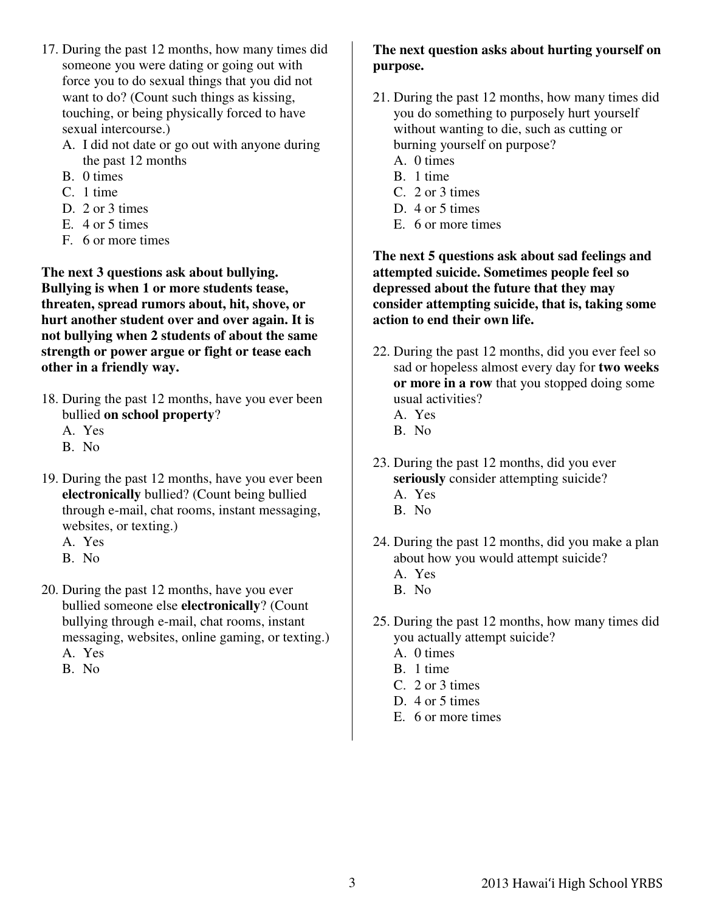17. During the past 12 months, how many times did someone you were dating or going out with force you to do sexual things that you did not want to do? (Count such things as kissing, touching, or being physically forced to have sexual intercourse.)
    A. I did not date or go out with anyone during the past 12 months
    B. 0 times
    C. 1 time
    D. 2 or 3 times
    E. 4 or 5 times
    F. 6 or more times

**The next 3 questions ask about bullying. Bullying is when 1 or more students tease, threaten, spread rumors about, hit, shove, or hurt another student over and over again. It is not bullying when 2 students of about the same strength or power argue or fight or tease each other in a friendly way.**

18. During the past 12 months, have you ever been bullied **on school property**?
    A. Yes
    B. No

19. During the past 12 months, have you ever been **electronically** bullied? (Count being bullied through e-mail, chat rooms, instant messaging, websites, or texting.)
    A. Yes
    B. No

20. During the past 12 months, have you ever bullied someone else **electronically**? (Count bullying through e-mail, chat rooms, instant messaging, websites, online gaming, or texting.)
    A. Yes
    B. No

**The next question asks about hurting yourself on purpose.**

21. During the past 12 months, how many times did you do something to purposely hurt yourself without wanting to die, such as cutting or burning yourself on purpose?
    A. 0 times
    B. 1 time
    C. 2 or 3 times
    D. 4 or 5 times
    E. 6 or more times

**The next 5 questions ask about sad feelings and attempted suicide. Sometimes people feel so depressed about the future that they may consider attempting suicide, that is, taking some action to end their own life.**

22. During the past 12 months, did you ever feel so sad or hopeless almost every day for **two weeks or more in a row** that you stopped doing some usual activities?
    A. Yes
    B. No

23. During the past 12 months, did you ever **seriously** consider attempting suicide?
    A. Yes
    B. No

24. During the past 12 months, did you make a plan about how you would attempt suicide?
    A. Yes
    B. No

25. During the past 12 months, how many times did you actually attempt suicide?
    A. 0 times
    B. 1 time
    C. 2 or 3 times
    D. 4 or 5 times
    E. 6 or more times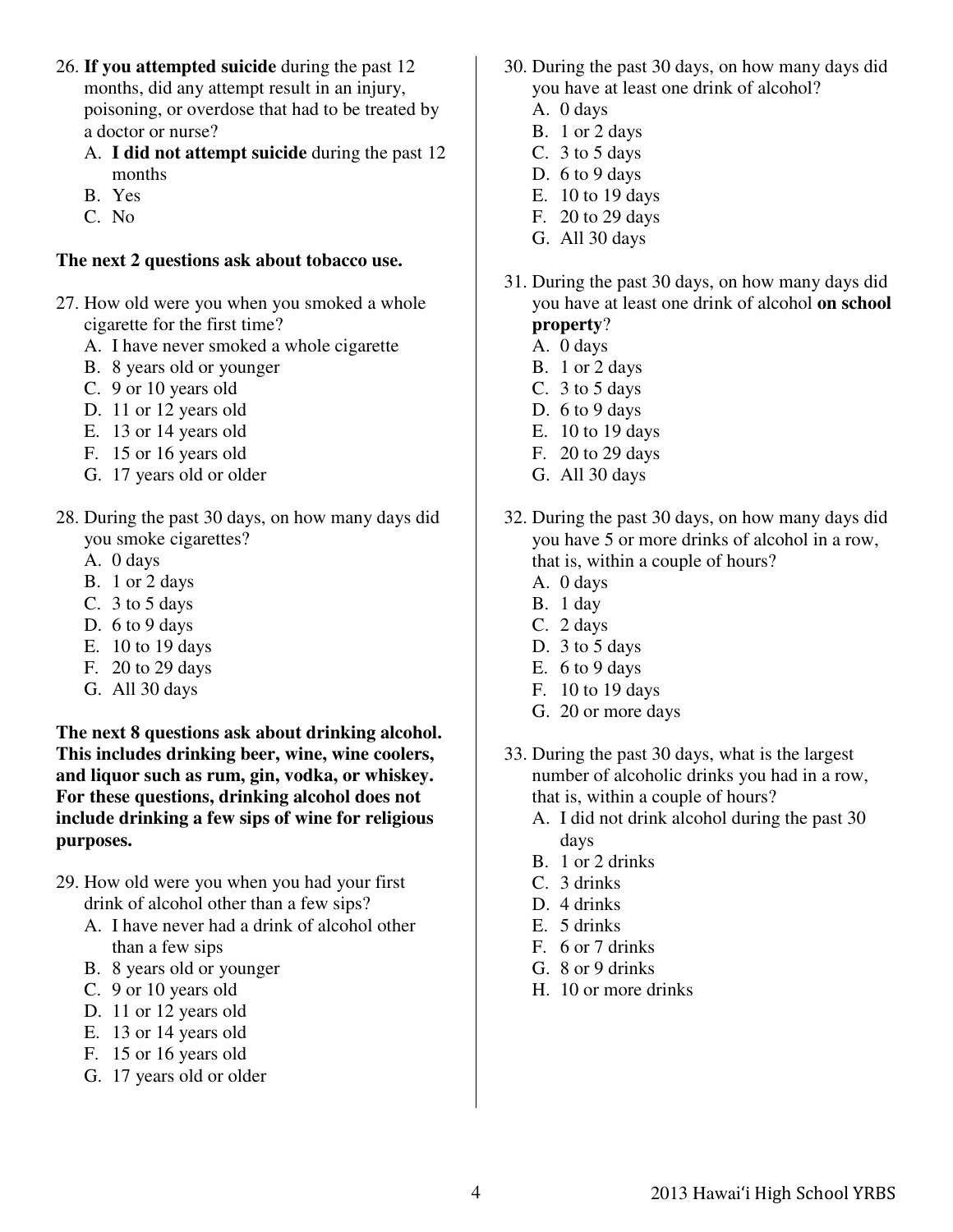26. **If you attempted suicide** during the past 12 months, did any attempt result in an injury, poisoning, or overdose that had to be treated by a doctor or nurse?
    - A. **I did not attempt suicide** during the past 12 months
    - B. Yes
    - C. No

**The next 2 questions ask about tobacco use.**

27. How old were you when you smoked a whole cigarette for the first time?
    - A. I have never smoked a whole cigarette
    - B. 8 years old or younger
    - C. 9 or 10 years old
    - D. 11 or 12 years old
    - E. 13 or 14 years old
    - F. 15 or 16 years old
    - G. 17 years old or older

28. During the past 30 days, on how many days did you smoke cigarettes?
    - A. 0 days
    - B. 1 or 2 days
    - C. 3 to 5 days
    - D. 6 to 9 days
    - E. 10 to 19 days
    - F. 20 to 29 days
    - G. All 30 days

**The next 8 questions ask about drinking alcohol. This includes drinking beer, wine, wine coolers, and liquor such as rum, gin, vodka, or whiskey. For these questions, drinking alcohol does not include drinking a few sips of wine for religious purposes.**

29. How old were you when you had your first drink of alcohol other than a few sips?
    - A. I have never had a drink of alcohol other than a few sips
    - B. 8 years old or younger
    - C. 9 or 10 years old
    - D. 11 or 12 years old
    - E. 13 or 14 years old
    - F. 15 or 16 years old
    - G. 17 years old or older

30. During the past 30 days, on how many days did you have at least one drink of alcohol?
    - A. 0 days
    - B. 1 or 2 days
    - C. 3 to 5 days
    - D. 6 to 9 days
    - E. 10 to 19 days
    - F. 20 to 29 days
    - G. All 30 days

31. During the past 30 days, on how many days did you have at least one drink of alcohol **on school property**?
    - A. 0 days
    - B. 1 or 2 days
    - C. 3 to 5 days
    - D. 6 to 9 days
    - E. 10 to 19 days
    - F. 20 to 29 days
    - G. All 30 days

32. During the past 30 days, on how many days did you have 5 or more drinks of alcohol in a row, that is, within a couple of hours?
    - A. 0 days
    - B. 1 day
    - C. 2 days
    - D. 3 to 5 days
    - E. 6 to 9 days
    - F. 10 to 19 days
    - G. 20 or more days

33. During the past 30 days, what is the largest number of alcoholic drinks you had in a row, that is, within a couple of hours?
    - A. I did not drink alcohol during the past 30 days
    - B. 1 or 2 drinks
    - C. 3 drinks
    - D. 4 drinks
    - E. 5 drinks
    - F. 6 or 7 drinks
    - G. 8 or 9 drinks
    - H. 10 or more drinks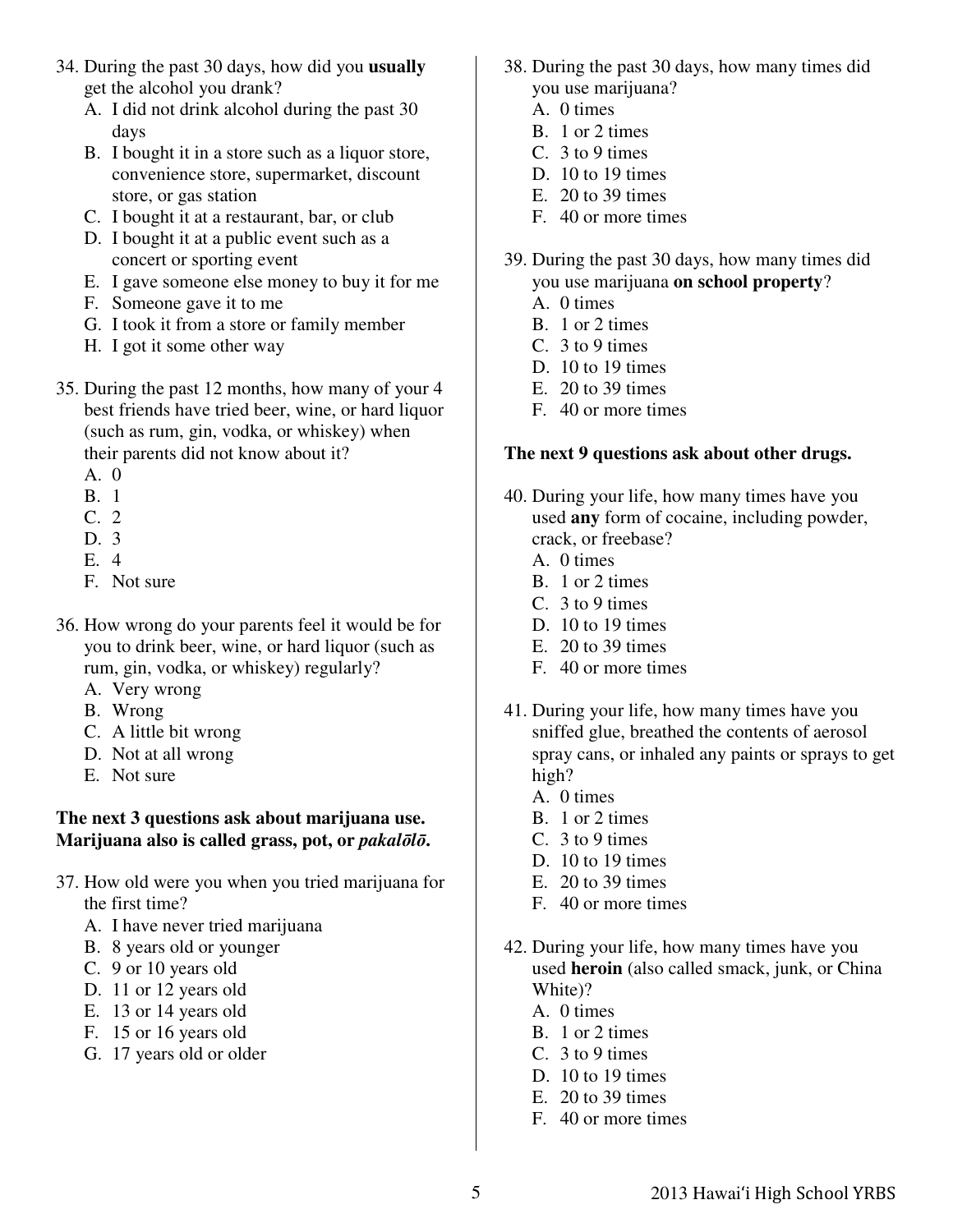34. During the past 30 days, how did you **usually** get the alcohol you drank?
    A. I did not drink alcohol during the past 30 days
    B. I bought it in a store such as a liquor store, convenience store, supermarket, discount store, or gas station
    C. I bought it at a restaurant, bar, or club
    D. I bought it at a public event such as a concert or sporting event
    E. I gave someone else money to buy it for me
    F. Someone gave it to me
    G. I took it from a store or family member
    H. I got it some other way

35. During the past 12 months, how many of your 4 best friends have tried beer, wine, or hard liquor (such as rum, gin, vodka, or whiskey) when their parents did not know about it?
    A. 0
    B. 1
    C. 2
    D. 3
    E. 4
    F. Not sure

36. How wrong do your parents feel it would be for you to drink beer, wine, or hard liquor (such as rum, gin, vodka, or whiskey) regularly?
    A. Very wrong
    B. Wrong
    C. A little bit wrong
    D. Not at all wrong
    E. Not sure

**The next 3 questions ask about marijuana use. Marijuana also is called grass, pot, or *pakalōlō*.**

37. How old were you when you tried marijuana for the first time?
    A. I have never tried marijuana
    B. 8 years old or younger
    C. 9 or 10 years old
    D. 11 or 12 years old
    E. 13 or 14 years old
    F. 15 or 16 years old
    G. 17 years old or older

38. During the past 30 days, how many times did you use marijuana?
    A. 0 times
    B. 1 or 2 times
    C. 3 to 9 times
    D. 10 to 19 times
    E. 20 to 39 times
    F. 40 or more times

39. During the past 30 days, how many times did you use marijuana **on school property**?
    A. 0 times
    B. 1 or 2 times
    C. 3 to 9 times
    D. 10 to 19 times
    E. 20 to 39 times
    F. 40 or more times

**The next 9 questions ask about other drugs.**

40. During your life, how many times have you used **any** form of cocaine, including powder, crack, or freebase?
    A. 0 times
    B. 1 or 2 times
    C. 3 to 9 times
    D. 10 to 19 times
    E. 20 to 39 times
    F. 40 or more times

41. During your life, how many times have you sniffed glue, breathed the contents of aerosol spray cans, or inhaled any paints or sprays to get high?
    A. 0 times
    B. 1 or 2 times
    C. 3 to 9 times
    D. 10 to 19 times
    E. 20 to 39 times
    F. 40 or more times

42. During your life, how many times have you used **heroin** (also called smack, junk, or China White)?
    A. 0 times
    B. 1 or 2 times
    C. 3 to 9 times
    D. 10 to 19 times
    E. 20 to 39 times
    F. 40 or more times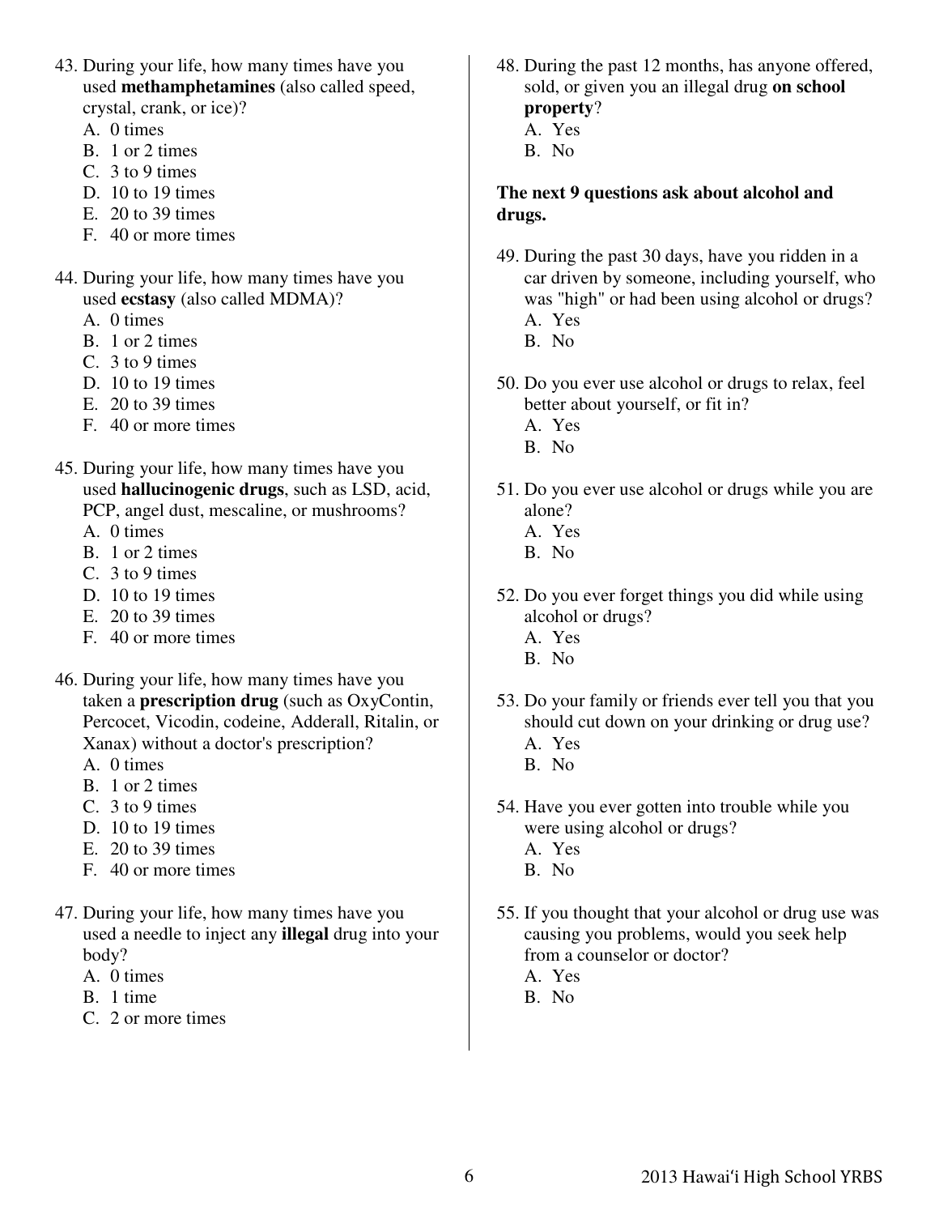43. During your life, how many times have you used **methamphetamines** (also called speed, crystal, crank, or ice)?
    A. 0 times
    B. 1 or 2 times
    C. 3 to 9 times
    D. 10 to 19 times
    E. 20 to 39 times
    F. 40 or more times

44. During your life, how many times have you used **ecstasy** (also called MDMA)?
    A. 0 times
    B. 1 or 2 times
    C. 3 to 9 times
    D. 10 to 19 times
    E. 20 to 39 times
    F. 40 or more times

45. During your life, how many times have you used **hallucinogenic drugs**, such as LSD, acid, PCP, angel dust, mescaline, or mushrooms?
    A. 0 times
    B. 1 or 2 times
    C. 3 to 9 times
    D. 10 to 19 times
    E. 20 to 39 times
    F. 40 or more times

46. During your life, how many times have you taken a **prescription drug** (such as OxyContin, Percocet, Vicodin, codeine, Adderall, Ritalin, or Xanax) without a doctor's prescription?
    A. 0 times
    B. 1 or 2 times
    C. 3 to 9 times
    D. 10 to 19 times
    E. 20 to 39 times
    F. 40 or more times

47. During your life, how many times have you used a needle to inject any **illegal** drug into your body?
    A. 0 times
    B. 1 time
    C. 2 or more times

48. During the past 12 months, has anyone offered, sold, or given you an illegal drug **on school property**?
    A. Yes
    B. No

**The next 9 questions ask about alcohol and drugs.**

49. During the past 30 days, have you ridden in a car driven by someone, including yourself, who was "high" or had been using alcohol or drugs?
    A. Yes
    B. No

50. Do you ever use alcohol or drugs to relax, feel better about yourself, or fit in?
    A. Yes
    B. No

51. Do you ever use alcohol or drugs while you are alone?
    A. Yes
    B. No

52. Do you ever forget things you did while using alcohol or drugs?
    A. Yes
    B. No

53. Do your family or friends ever tell you that you should cut down on your drinking or drug use?
    A. Yes
    B. No

54. Have you ever gotten into trouble while you were using alcohol or drugs?
    A. Yes
    B. No

55. If you thought that your alcohol or drug use was causing you problems, would you seek help from a counselor or doctor?
    A. Yes
    B. No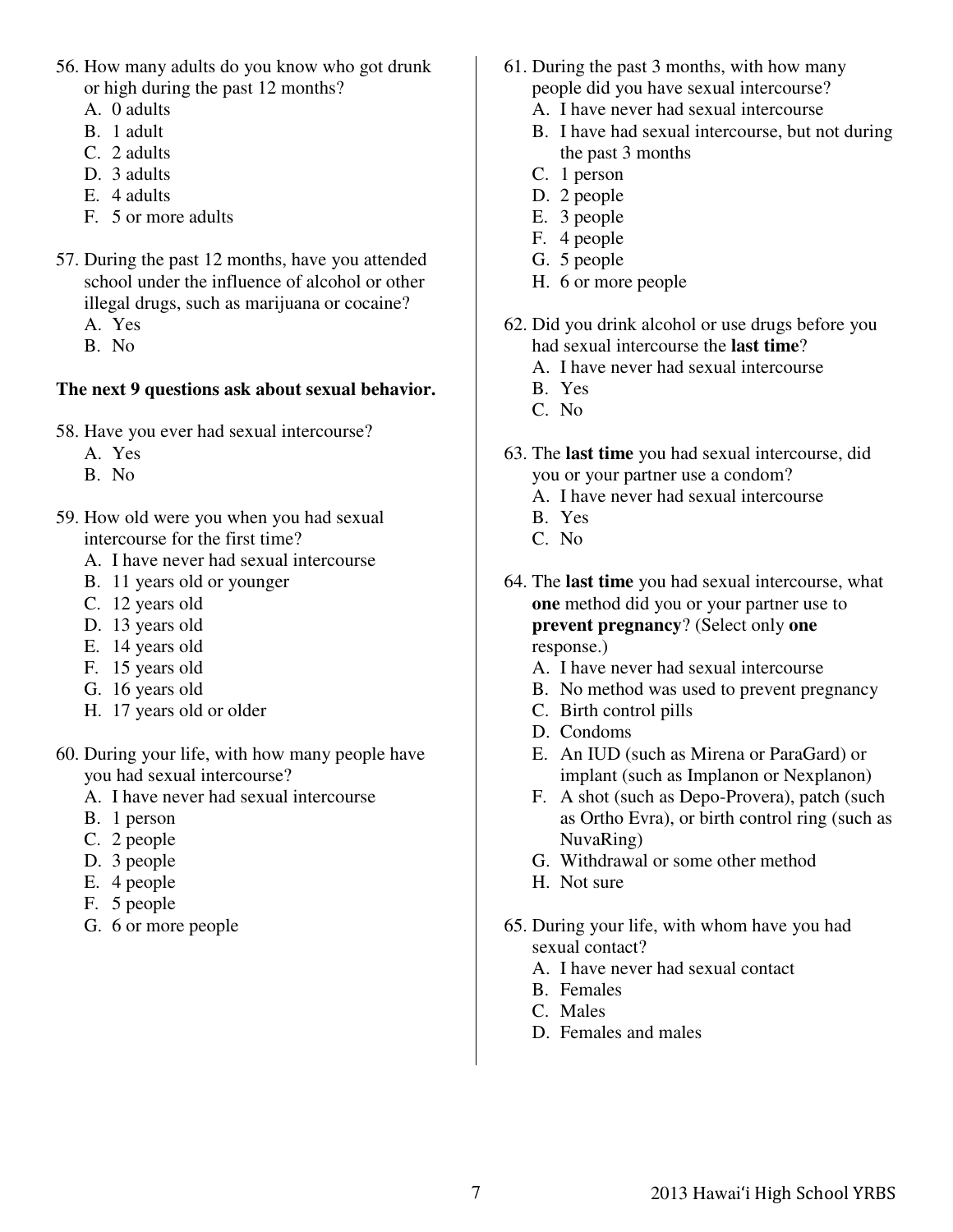56. How many adults do you know who got drunk or high during the past 12 months?
    A. 0 adults
    B. 1 adult
    C. 2 adults
    D. 3 adults
    E. 4 adults
    F. 5 or more adults

57. During the past 12 months, have you attended school under the influence of alcohol or other illegal drugs, such as marijuana or cocaine?
    A. Yes
    B. No

**The next 9 questions ask about sexual behavior.**

58. Have you ever had sexual intercourse?
    A. Yes
    B. No

59. How old were you when you had sexual intercourse for the first time?
    A. I have never had sexual intercourse
    B. 11 years old or younger
    C. 12 years old
    D. 13 years old
    E. 14 years old
    F. 15 years old
    G. 16 years old
    H. 17 years old or older

60. During your life, with how many people have you had sexual intercourse?
    A. I have never had sexual intercourse
    B. 1 person
    C. 2 people
    D. 3 people
    E. 4 people
    F. 5 people
    G. 6 or more people

61. During the past 3 months, with how many people did you have sexual intercourse?
    A. I have never had sexual intercourse
    B. I have had sexual intercourse, but not during the past 3 months
    C. 1 person
    D. 2 people
    E. 3 people
    F. 4 people
    G. 5 people
    H. 6 or more people

62. Did you drink alcohol or use drugs before you had sexual intercourse the **last time**?
    A. I have never had sexual intercourse
    B. Yes
    C. No

63. The **last time** you had sexual intercourse, did you or your partner use a condom?
    A. I have never had sexual intercourse
    B. Yes
    C. No

64. The **last time** you had sexual intercourse, what **one** method did you or your partner use to **prevent pregnancy**? (Select only **one** response.)
    A. I have never had sexual intercourse
    B. No method was used to prevent pregnancy
    C. Birth control pills
    D. Condoms
    E. An IUD (such as Mirena or ParaGard) or implant (such as Implanon or Nexplanon)
    F. A shot (such as Depo-Provera), patch (such as Ortho Evra), or birth control ring (such as NuvaRing)
    G. Withdrawal or some other method
    H. Not sure

65. During your life, with whom have you had sexual contact?
    A. I have never had sexual contact
    B. Females
    C. Males
    D. Females and males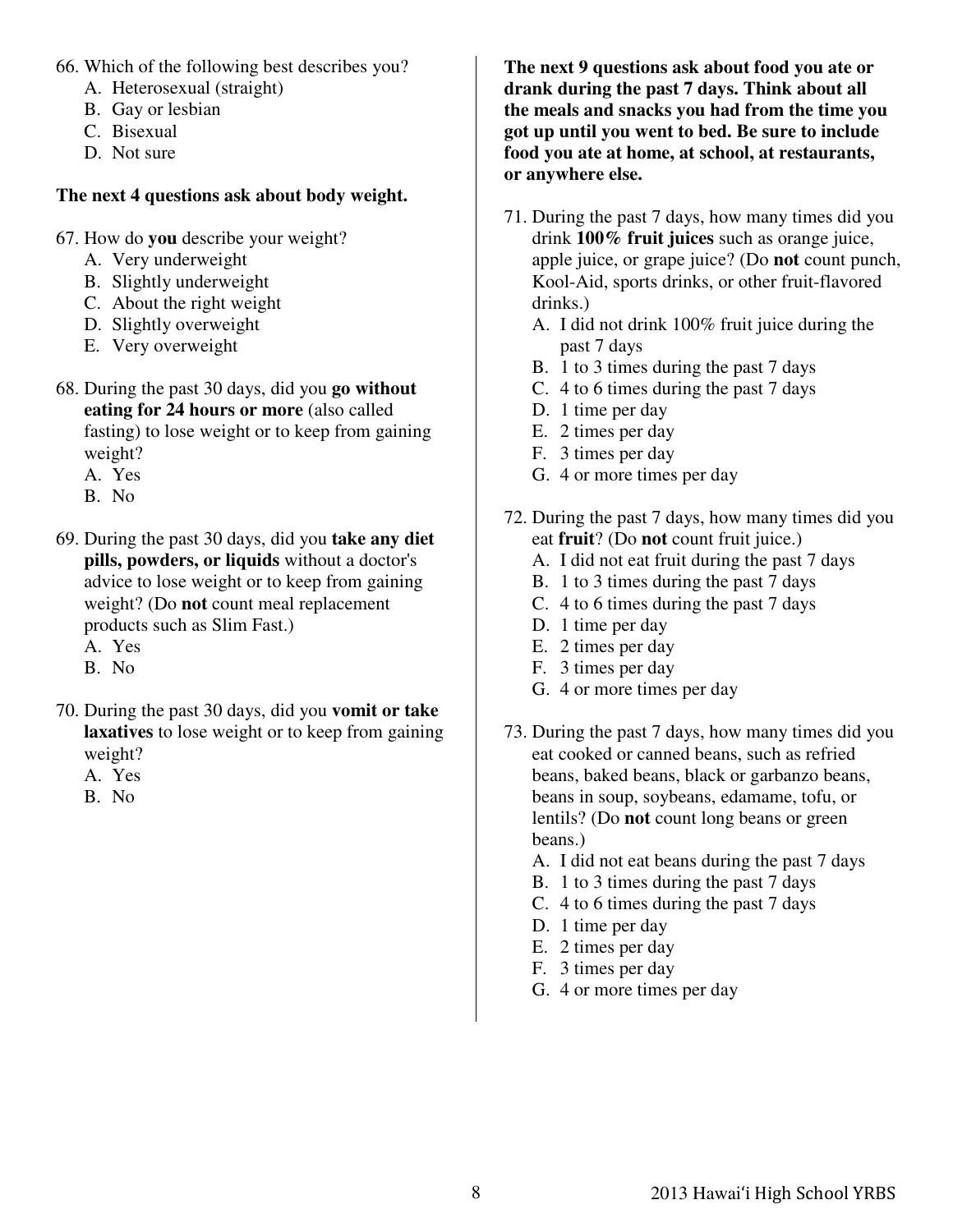66. Which of the following best describes you?
    A. Heterosexual (straight)
    B. Gay or lesbian
    C. Bisexual
    D. Not sure

**The next 4 questions ask about body weight.**

67. How do **you** describe your weight?
    A. Very underweight
    B. Slightly underweight
    C. About the right weight
    D. Slightly overweight
    E. Very overweight

68. During the past 30 days, did you **go without eating for 24 hours or more** (also called fasting) to lose weight or to keep from gaining weight?
    A. Yes
    B. No

69. During the past 30 days, did you **take any diet pills, powders, or liquids** without a doctor's advice to lose weight or to keep from gaining weight? (Do **not** count meal replacement products such as Slim Fast.)
    A. Yes
    B. No

70. During the past 30 days, did you **vomit or take laxatives** to lose weight or to keep from gaining weight?
    A. Yes
    B. No

**The next 9 questions ask about food you ate or drank during the past 7 days. Think about all the meals and snacks you had from the time you got up until you went to bed. Be sure to include food you ate at home, at school, at restaurants, or anywhere else.**

71. During the past 7 days, how many times did you drink **100% fruit juices** such as orange juice, apple juice, or grape juice? (Do **not** count punch, Kool-Aid, sports drinks, or other fruit-flavored drinks.)
    A. I did not drink 100% fruit juice during the past 7 days
    B. 1 to 3 times during the past 7 days
    C. 4 to 6 times during the past 7 days
    D. 1 time per day
    E. 2 times per day
    F. 3 times per day
    G. 4 or more times per day

72. During the past 7 days, how many times did you eat **fruit**? (Do **not** count fruit juice.)
    A. I did not eat fruit during the past 7 days
    B. 1 to 3 times during the past 7 days
    C. 4 to 6 times during the past 7 days
    D. 1 time per day
    E. 2 times per day
    F. 3 times per day
    G. 4 or more times per day

73. During the past 7 days, how many times did you eat cooked or canned beans, such as refried beans, baked beans, black or garbanzo beans, beans in soup, soybeans, edamame, tofu, or lentils? (Do **not** count long beans or green beans.)
    A. I did not eat beans during the past 7 days
    B. 1 to 3 times during the past 7 days
    C. 4 to 6 times during the past 7 days
    D. 1 time per day
    E. 2 times per day
    F. 3 times per day
    G. 4 or more times per day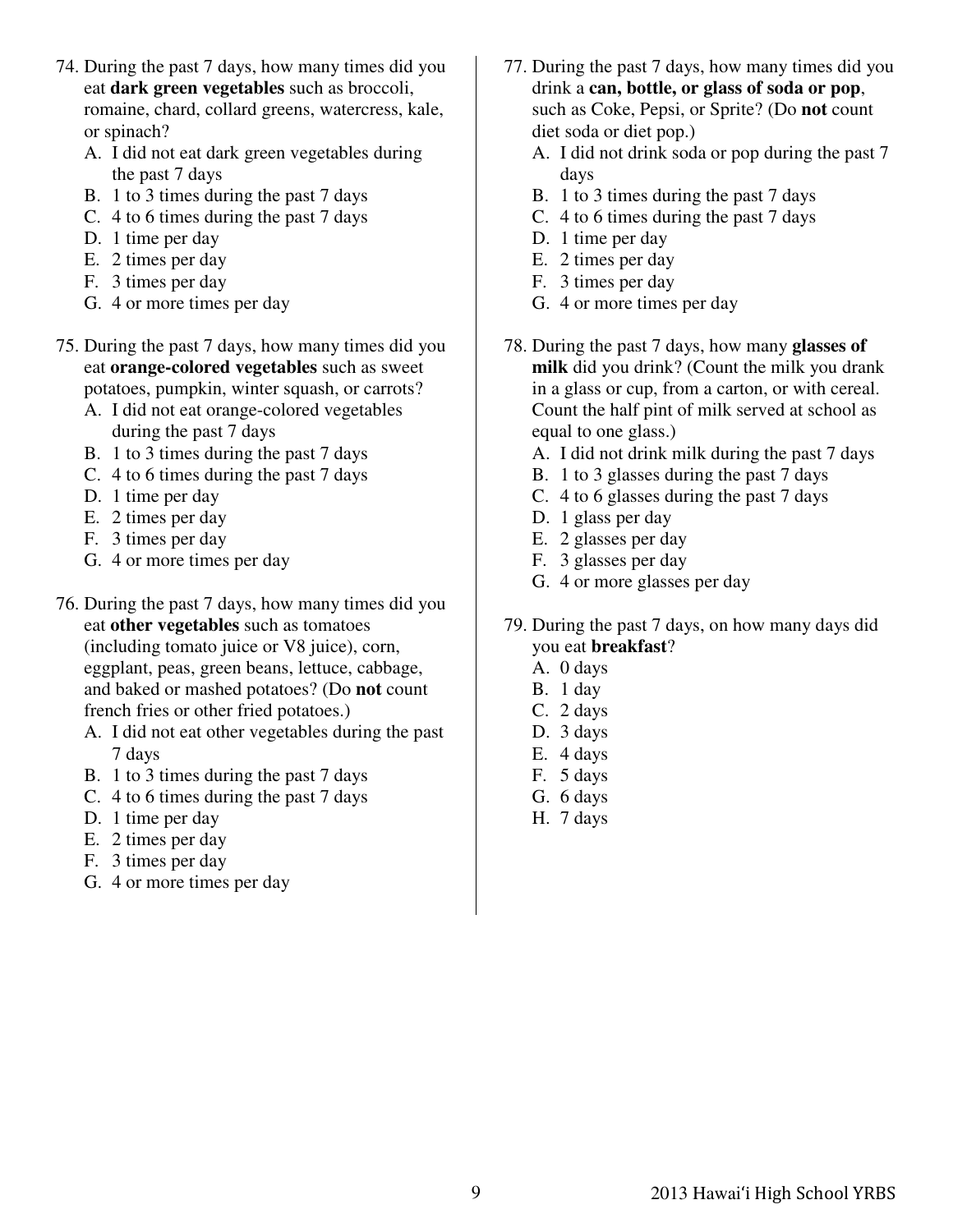74. During the past 7 days, how many times did you eat **dark green vegetables** such as broccoli, romaine, chard, collard greens, watercress, kale, or spinach?
    A. I did not eat dark green vegetables during the past 7 days
    B. 1 to 3 times during the past 7 days
    C. 4 to 6 times during the past 7 days
    D. 1 time per day
    E. 2 times per day
    F. 3 times per day
    G. 4 or more times per day

75. During the past 7 days, how many times did you eat **orange-colored vegetables** such as sweet potatoes, pumpkin, winter squash, or carrots?
    A. I did not eat orange-colored vegetables during the past 7 days
    B. 1 to 3 times during the past 7 days
    C. 4 to 6 times during the past 7 days
    D. 1 time per day
    E. 2 times per day
    F. 3 times per day
    G. 4 or more times per day

76. During the past 7 days, how many times did you eat **other vegetables** such as tomatoes (including tomato juice or V8 juice), corn, eggplant, peas, green beans, lettuce, cabbage, and baked or mashed potatoes? (Do **not** count french fries or other fried potatoes.)
    A. I did not eat other vegetables during the past 7 days
    B. 1 to 3 times during the past 7 days
    C. 4 to 6 times during the past 7 days
    D. 1 time per day
    E. 2 times per day
    F. 3 times per day
    G. 4 or more times per day

77. During the past 7 days, how many times did you drink a **can, bottle, or glass of soda or pop**, such as Coke, Pepsi, or Sprite? (Do **not** count diet soda or diet pop.)
    A. I did not drink soda or pop during the past 7 days
    B. 1 to 3 times during the past 7 days
    C. 4 to 6 times during the past 7 days
    D. 1 time per day
    E. 2 times per day
    F. 3 times per day
    G. 4 or more times per day

78. During the past 7 days, how many **glasses of milk** did you drink? (Count the milk you drank in a glass or cup, from a carton, or with cereal. Count the half pint of milk served at school as equal to one glass.)
    A. I did not drink milk during the past 7 days
    B. 1 to 3 glasses during the past 7 days
    C. 4 to 6 glasses during the past 7 days
    D. 1 glass per day
    E. 2 glasses per day
    F. 3 glasses per day
    G. 4 or more glasses per day

79. During the past 7 days, on how many days did you eat **breakfast**?
    A. 0 days
    B. 1 day
    C. 2 days
    D. 3 days
    E. 4 days
    F. 5 days
    G. 6 days
    H. 7 days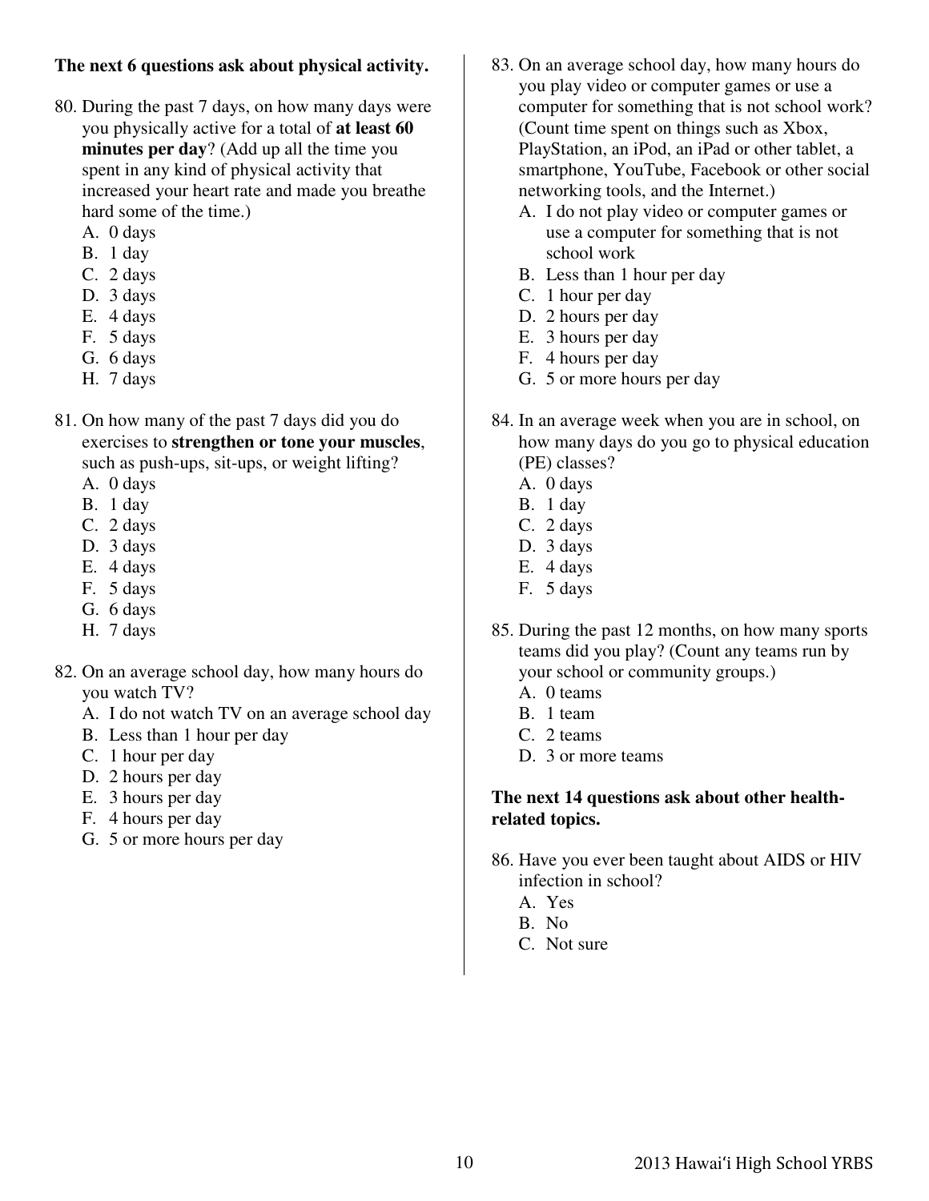**The next 6 questions ask about physical activity.**

80. During the past 7 days, on how many days were you physically active for a total of **at least 60 minutes per day**? (Add up all the time you spent in any kind of physical activity that increased your heart rate and made you breathe hard some of the time.)
    - A. 0 days
    - B. 1 day
    - C. 2 days
    - D. 3 days
    - E. 4 days
    - F. 5 days
    - G. 6 days
    - H. 7 days

81. On how many of the past 7 days did you do exercises to **strengthen or tone your muscles**, such as push-ups, sit-ups, or weight lifting?
    - A. 0 days
    - B. 1 day
    - C. 2 days
    - D. 3 days
    - E. 4 days
    - F. 5 days
    - G. 6 days
    - H. 7 days

82. On an average school day, how many hours do you watch TV?
    - A. I do not watch TV on an average school day
    - B. Less than 1 hour per day
    - C. 1 hour per day
    - D. 2 hours per day
    - E. 3 hours per day
    - F. 4 hours per day
    - G. 5 or more hours per day

83. On an average school day, how many hours do you play video or computer games or use a computer for something that is not school work? (Count time spent on things such as Xbox, PlayStation, an iPod, an iPad or other tablet, a smartphone, YouTube, Facebook or other social networking tools, and the Internet.)
    - A. I do not play video or computer games or use a computer for something that is not school work
    - B. Less than 1 hour per day
    - C. 1 hour per day
    - D. 2 hours per day
    - E. 3 hours per day
    - F. 4 hours per day
    - G. 5 or more hours per day

84. In an average week when you are in school, on how many days do you go to physical education (PE) classes?
    - A. 0 days
    - B. 1 day
    - C. 2 days
    - D. 3 days
    - E. 4 days
    - F. 5 days

85. During the past 12 months, on how many sports teams did you play? (Count any teams run by your school or community groups.)
    - A. 0 teams
    - B. 1 team
    - C. 2 teams
    - D. 3 or more teams

**The next 14 questions ask about other health-related topics.**

86. Have you ever been taught about AIDS or HIV infection in school?
    - A. Yes
    - B. No
    - C. Not sure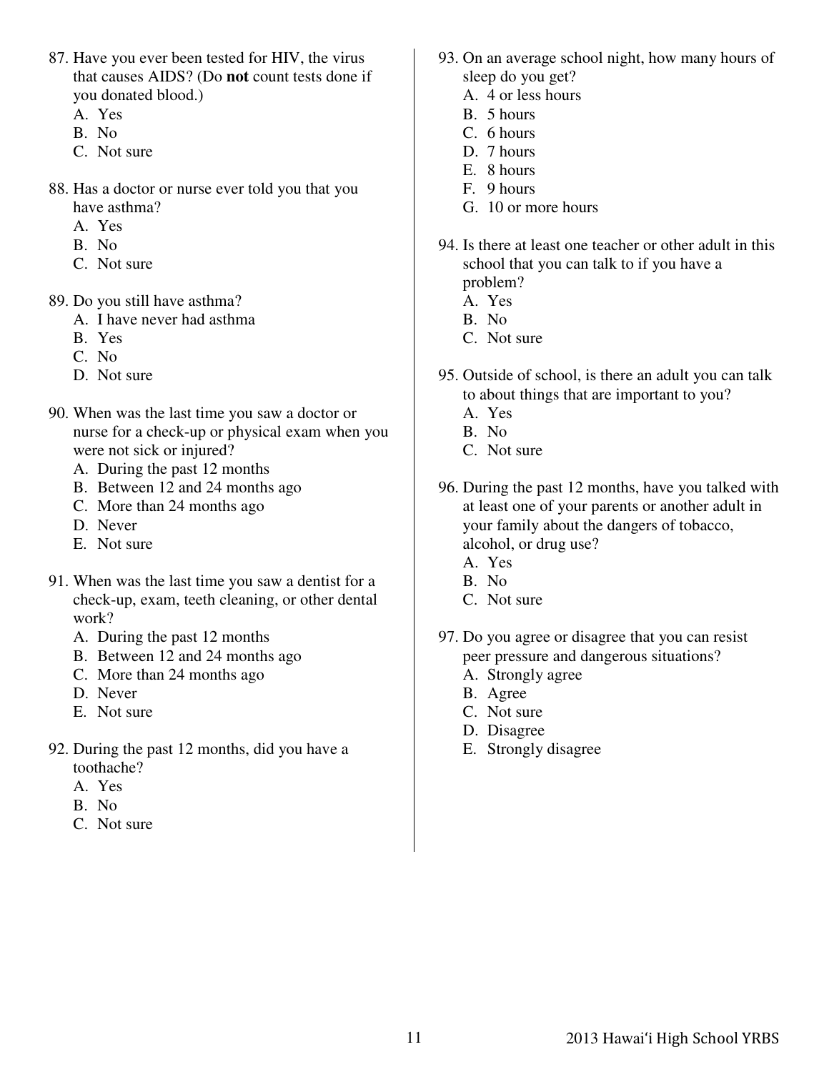87. Have you ever been tested for HIV, the virus that causes AIDS? (Do **not** count tests done if you donated blood.)
    A. Yes
    B. No
    C. Not sure

88. Has a doctor or nurse ever told you that you have asthma?
    A. Yes
    B. No
    C. Not sure

89. Do you still have asthma?
    A. I have never had asthma
    B. Yes
    C. No
    D. Not sure

90. When was the last time you saw a doctor or nurse for a check-up or physical exam when you were not sick or injured?
    A. During the past 12 months
    B. Between 12 and 24 months ago
    C. More than 24 months ago
    D. Never
    E. Not sure

91. When was the last time you saw a dentist for a check-up, exam, teeth cleaning, or other dental work?
    A. During the past 12 months
    B. Between 12 and 24 months ago
    C. More than 24 months ago
    D. Never
    E. Not sure

92. During the past 12 months, did you have a toothache?
    A. Yes
    B. No
    C. Not sure

93. On an average school night, how many hours of sleep do you get?
    A. 4 or less hours
    B. 5 hours
    C. 6 hours
    D. 7 hours
    E. 8 hours
    F. 9 hours
    G. 10 or more hours

94. Is there at least one teacher or other adult in this school that you can talk to if you have a problem?
    A. Yes
    B. No
    C. Not sure

95. Outside of school, is there an adult you can talk to about things that are important to you?
    A. Yes
    B. No
    C. Not sure

96. During the past 12 months, have you talked with at least one of your parents or another adult in your family about the dangers of tobacco, alcohol, or drug use?
    A. Yes
    B. No
    C. Not sure

97. Do you agree or disagree that you can resist peer pressure and dangerous situations?
    A. Strongly agree
    B. Agree
    C. Not sure
    D. Disagree
    E. Strongly disagree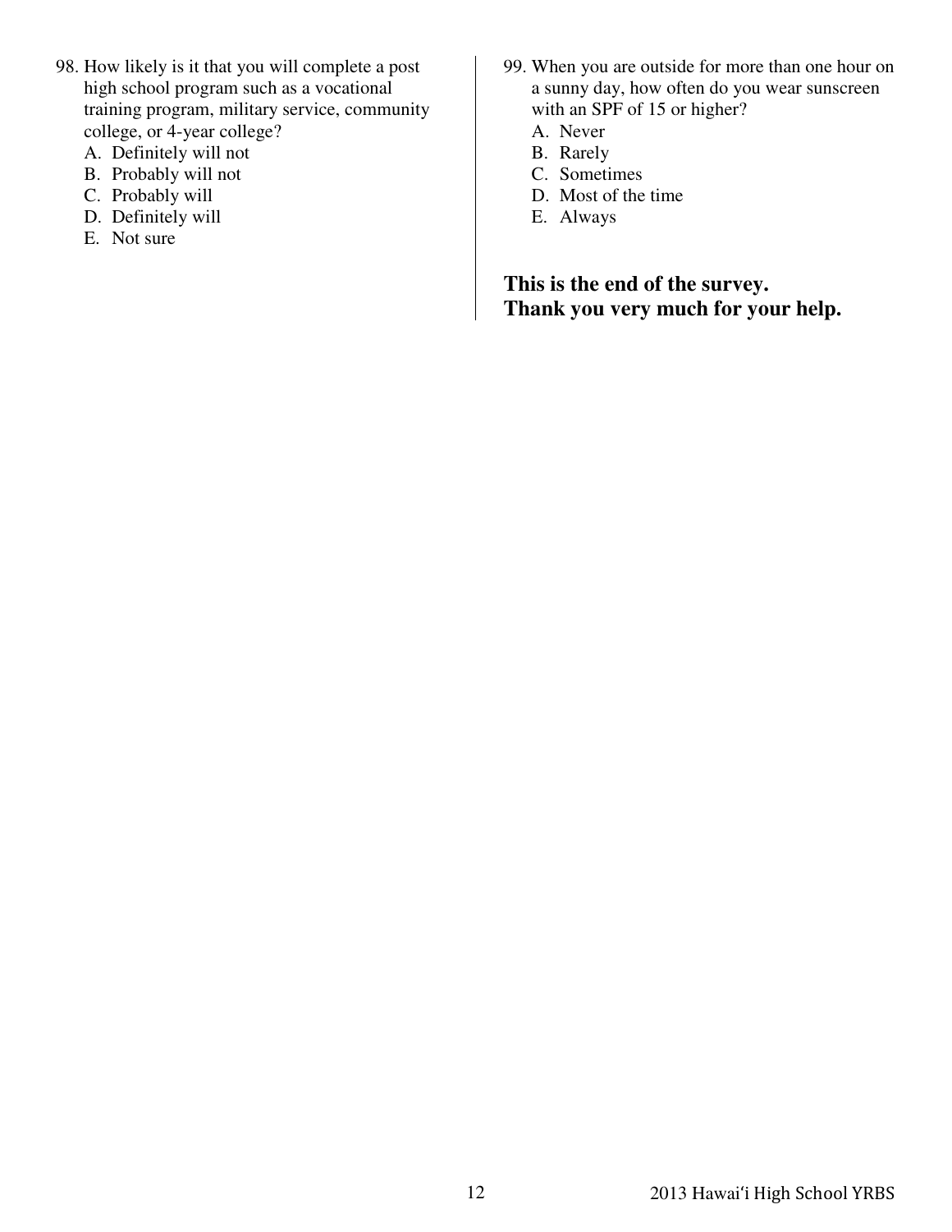98. How likely is it that you will complete a post high school program such as a vocational training program, military service, community college, or 4-year college?
    A. Definitely will not
    B. Probably will not
    C. Probably will
    D. Definitely will
    E. Not sure

99. When you are outside for more than one hour on a sunny day, how often do you wear sunscreen with an SPF of 15 or higher?
    A. Never
    B. Rarely
    C. Sometimes
    D. Most of the time
    E. Always

**This is the end of the survey.**
**Thank you very much for your help.**